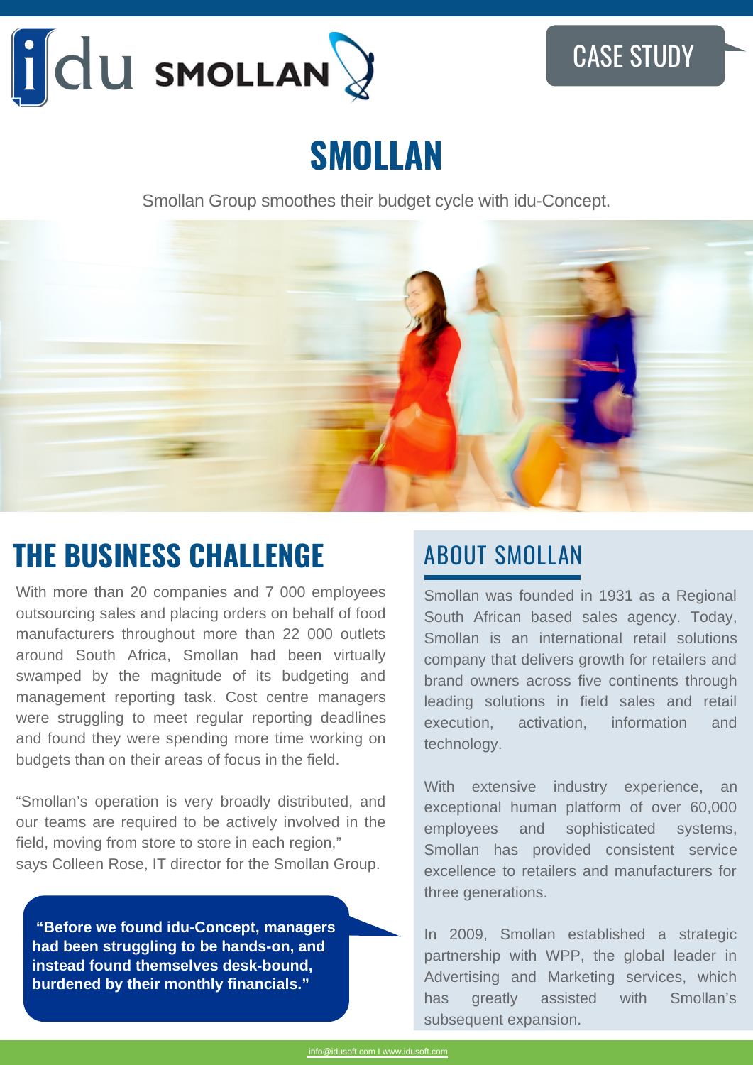CASE STUDY

# SMOLLAN

Smollan Group smoothes their budget cycle with idu-Concept.

## THE BUSINESS CHALLENGE

With more than 20 companies and 7 000 employees outsourcing sales and placing orders on behalf of food manufacturers throughout more than 22 000 outlets around South Africa, Smollan had been virtually swamped by the magnitude of its budgeting and management reporting task. Cost centre managers were struggling to meet regular reporting deadlines and found they were spending more time working on budgets than on their areas of focus in the field.

"Smollan's operation is very broadly distributed, and our teams are required to be actively involved in the field, moving from store to store in each region," says Colleen Rose, IT director for the Smollan Group.

> **"Before we found idu-Concept, managers had been struggling to be hands-on, and instead found themselves desk-bound, burdened by their monthly financials."**

## ABOUT SMOLLAN

Smollan was founded in 1931 as a Regional South African based sales agency. Today, Smollan is an international retail solutions company that delivers growth for retailers and brand owners across five continents through leading solutions in field sales and retail execution, activation, information and technology.

With extensive industry experience, an exceptional human platform of over 60,000 employees and sophisticated systems, Smollan has provided consistent service excellence to retailers and manufacturers for three generations.

In 2009, Smollan established a strategic partnership with WPP, the global leader in Advertising and Marketing services, which has greatly assisted with Smollan's subsequent expansion.

info@idusoft.com I www.idusoft.com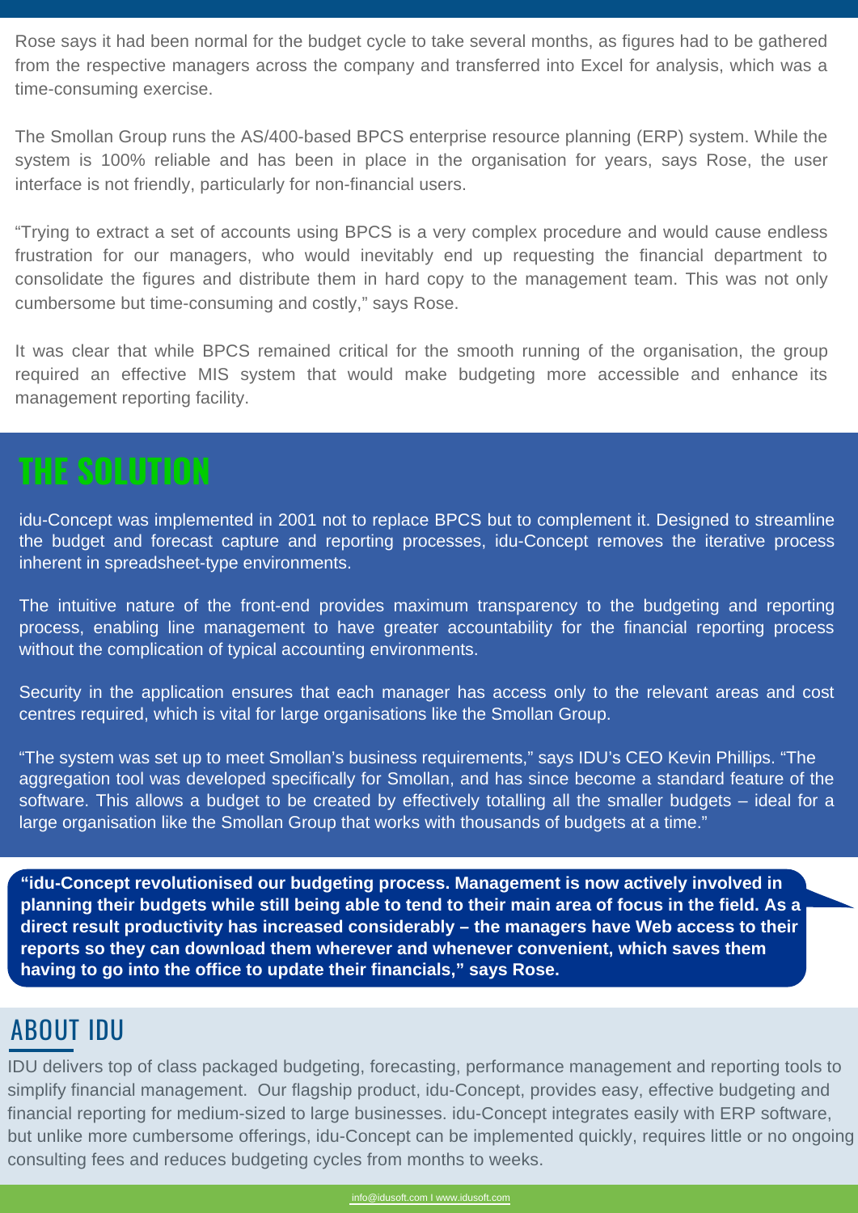Rose says it had been normal for the budget cycle to take several months, as figures had to be gathered from the respective managers across the company and transferred into Excel for analysis, which was a time-consuming exercise.

The Smollan Group runs the AS/400-based BPCS enterprise resource planning (ERP) system. While the system is 100% reliable and has been in place in the organisation for years, says Rose, the user interface is not friendly, particularly for non-financial users.

"Trying to extract a set of accounts using BPCS is a very complex procedure and would cause endless frustration for our managers, who would inevitably end up requesting the financial department to consolidate the figures and distribute them in hard copy to the management team. This was not only cumbersome but time-consuming and costly," says Rose.

It was clear that while BPCS remained critical for the smooth running of the organisation, the group required an effective MIS system that would make budgeting more accessible and enhance its management reporting facility.

## THE SOLUTION

idu-Concept was implemented in 2001 not to replace BPCS but to complement it. Designed to streamline the budget and forecast capture and reporting processes, idu-Concept removes the iterative process inherent in spreadsheet-type environments.

The intuitive nature of the front-end provides maximum transparency to the budgeting and reporting process, enabling line management to have greater accountability for the financial reporting process without the complication of typical accounting environments.

Security in the application ensures that each manager has access only to the relevant areas and cost centres required, which is vital for large organisations like the Smollan Group.

"The system was set up to meet Smollan's business requirements," says IDU's CEO Kevin Phillips. "The aggregation tool was developed specifically for Smollan, and has since become a standard feature of the software. This allows a budget to be created by effectively totalling all the smaller budgets – ideal for a large organisation like the Smollan Group that works with thousands of budgets at a time."

**"idu-Concept revolutionised our budgeting process. Management is now actively involved in planning their budgets while still being able to tend to their main area of focus in the field. As a direct result productivity has increased considerably – the managers have Web access to their reports so they can download them wherever and whenever convenient, which saves them having to go into the office to update their financials," says Rose.**

## ABOUT IDU

IDU delivers top of class packaged budgeting, forecasting, performance management and reporting tools to simplify financial management. Our flagship product, idu-Concept, provides easy, effective budgeting and financial reporting for medium-sized to large businesses. idu-Concept integrates easily with ERP software, but unlike more cumbersome offerings, idu-Concept can be implemented quickly, requires little or no ongoing consulting fees and reduces budgeting cycles from months to weeks.

info@idusoft.com I www.idusoft.com